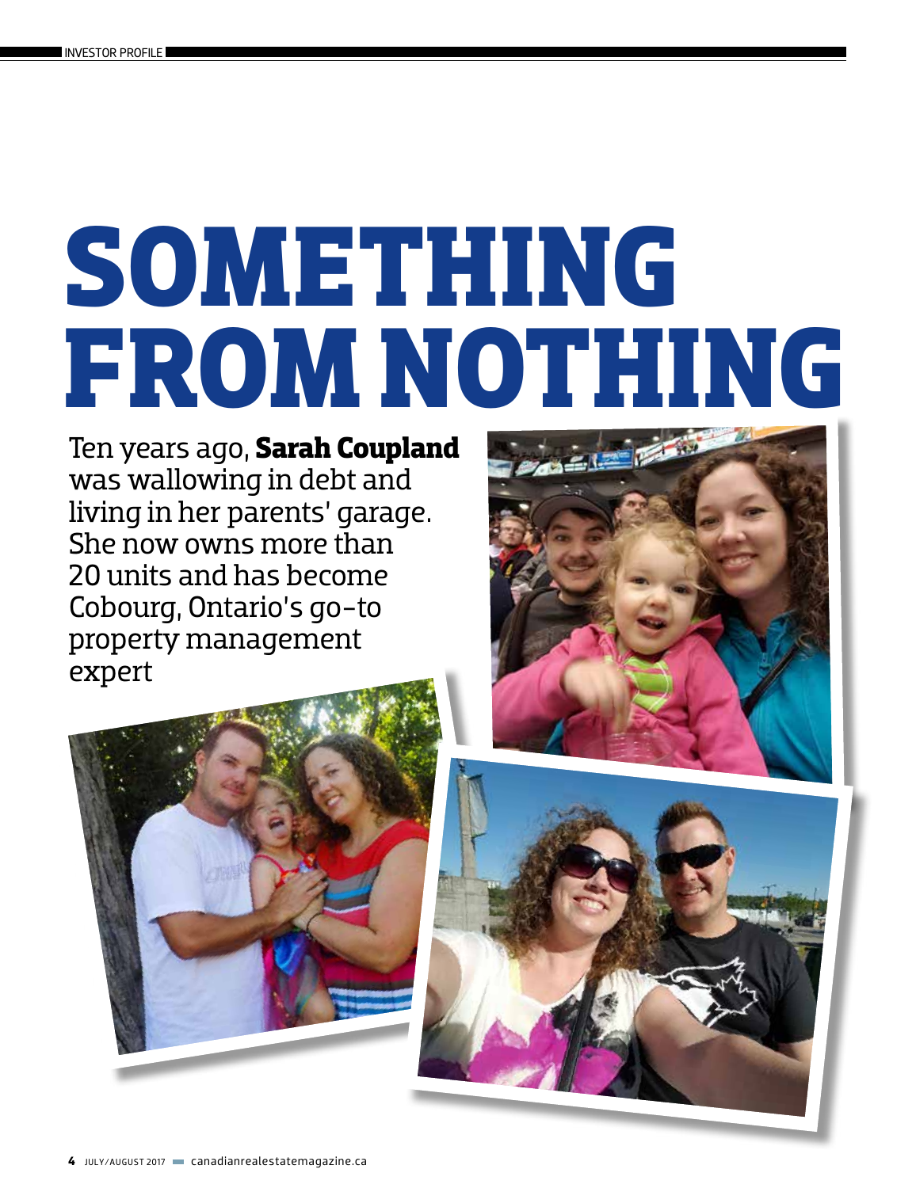# SOMETHING FROM NOTHING

Ten years ago, **Sarah Coupland** was wallowing in debt and living in her parents' garage. She now owns more than 20 units and has become Cobourg, Ontario's go-to property management expert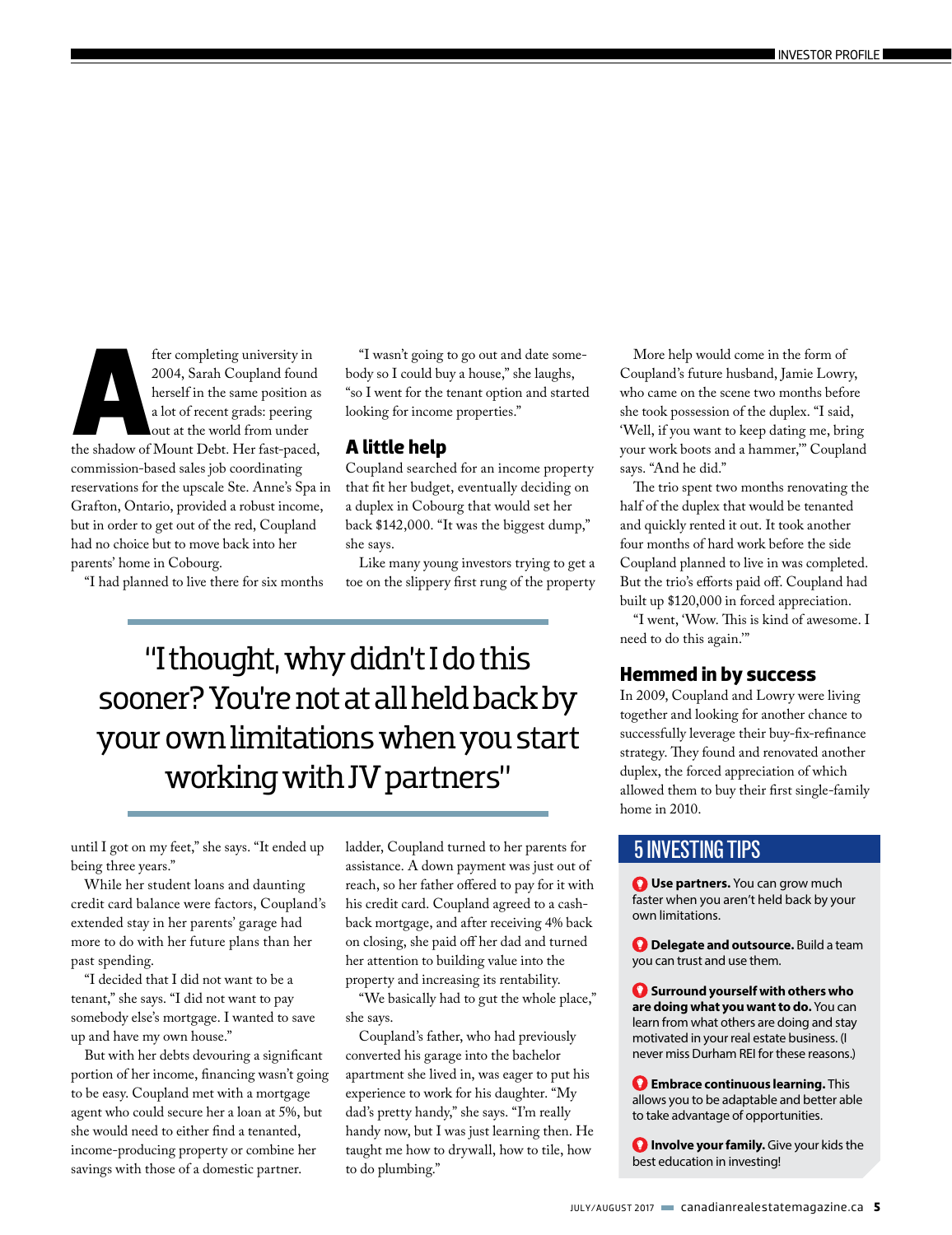After completing university in 2004, Sarah Coupland found herself in the same position as a lot of recent grads: peering out at the world from under the shadow of Mount Debt. Her fast-paced, commission-based sales job coordinating reservations for the upscale Ste. Anne's Spa in Grafton, Ontario, provided a robust income, but in order to get out of the red, Coupland had no choice but to move back into her parents' home in Cobourg.

"I had planned to live there for six months until I got on my feet," she says. "It ended up being three years."

While her student loans and daunting credit card balance were factors, Coupland's extended stay in her parents' garage had more to do with her future plans than her past spending.

"I decided that I did not want to be a tenant," she says. "I did not want to pay somebody else's mortgage. I wanted to save up and have my own house."

But with her debts devouring a significant portion of her income, financing wasn't going to be easy. Coupland met with a mortgage agent who could secure her a loan at 5%, but she would need to either find a tenanted, income-producing property or combine her savings with those of a domestic partner.

"I wasn't going to go out and date somebody so I could buy a house," she laughs, "so I went for the tenant option and started looking for income properties."

## A little help

Coupland searched for an income property that fit her budget, eventually deciding on a duplex in Cobourg that would set her back $142,000. "It was the biggest dump," she says.

Like many young investors trying to get a toe on the slippery first rung of the property ladder, Coupland turned to her parents for assistance. A down payment was just out of reach, so her father offered to pay for it with his credit card. Coupland agreed to a cash-back mortgage, and after receiving 4% back on closing, she paid off her dad and turned her attention to building value into the property and increasing its rentability.

"We basically had to gut the whole place," she says.

Coupland's father, who had previously converted his garage into the bachelor apartment she lived in, was eager to put his experience to work for his daughter. "My dad's pretty handy," she says. "I'm really handy now, but I was just learning then. He taught me how to drywall, how to tile, how to do plumbing."

> "I thought, why didn't I do this sooner? You're not at all held back by your own limitations when you start working with JV partners"

More help would come in the form of Coupland's future husband, Jamie Lowry, who came on the scene two months before she took possession of the duplex. "I said, 'Well, if you want to keep dating me, bring your work boots and a hammer,'" Coupland says. "And he did."

The trio spent two months renovating the half of the duplex that would be tenanted and quickly rented it out. It took another four months of hard work before the side Coupland planned to live in was completed. But the trio's efforts paid off. Coupland had built up $120,000 in forced appreciation.

"I went, 'Wow. This is kind of awesome. I need to do this again.'"

## Hemmed in by success

In 2009, Coupland and Lowry were living together and looking for another chance to successfully leverage their buy-fix-refinance strategy. They found and renovated another duplex, the forced appreciation of which allowed them to buy their first single-family home in 2010.

### 5 INVESTING TIPS

- **Use partners.** You can grow much faster when you aren't held back by your own limitations.
- **Delegate and outsource.** Build a team you can trust and use them.
- **Surround yourself with others who are doing what you want to do.** You can learn from what others are doing and stay motivated in your real estate business. (I never miss Durham REI for these reasons.)
- **Embrace continuous learning.** This allows you to be adaptable and better able to take advantage of opportunities.
- **Involve your family.** Give your kids the best education in investing!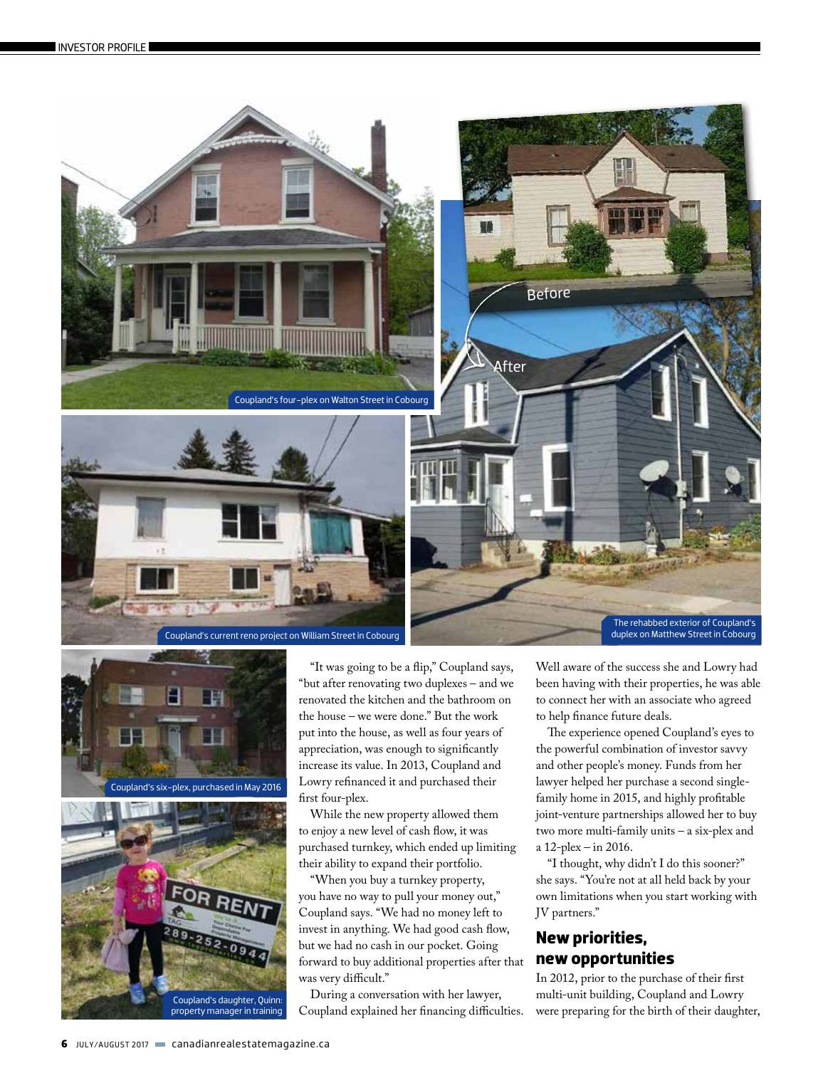Coupland's four-plex on Walton Street in Cobourg

Before

After

Coupland's current reno project on William Street in Cobourg

The rehabbed exterior of Coupland's duplex on Matthew Street in Cobourg

Coupland's six-plex, purchased in May 2016

Coupland's daughter, Quinn: property manager in training

"It was going to be a flip," Coupland says, "but after renovating two duplexes – and we renovated the kitchen and the bathroom on the house – we were done." But the work put into the house, as well as four years of appreciation, was enough to significantly increase its value. In 2013, Coupland and Lowry refinanced it and purchased their first four-plex.

While the new property allowed them to enjoy a new level of cash flow, it was purchased turnkey, which ended up limiting their ability to expand their portfolio.

"When you buy a turnkey property, you have no way to pull your money out," Coupland says. "We had no money left to invest in anything. We had good cash flow, but we had no cash in our pocket. Going forward to buy additional properties after that was very difficult."

During a conversation with her lawyer, Coupland explained her financing difficulties. Well aware of the success she and Lowry had been having with their properties, he was able to connect her with an associate who agreed to help finance future deals.

The experience opened Coupland's eyes to the powerful combination of investor savvy and other people's money. Funds from her lawyer helped her purchase a second single-family home in 2015, and highly profitable joint-venture partnerships allowed her to buy two more multi-family units – a six-plex and a 12-plex – in 2016.

"I thought, why didn't I do this sooner?" she says. "You're not at all held back by your own limitations when you start working with JV partners."

## New priorities, new opportunities

In 2012, prior to the purchase of their first multi-unit building, Coupland and Lowry were preparing for the birth of their daughter,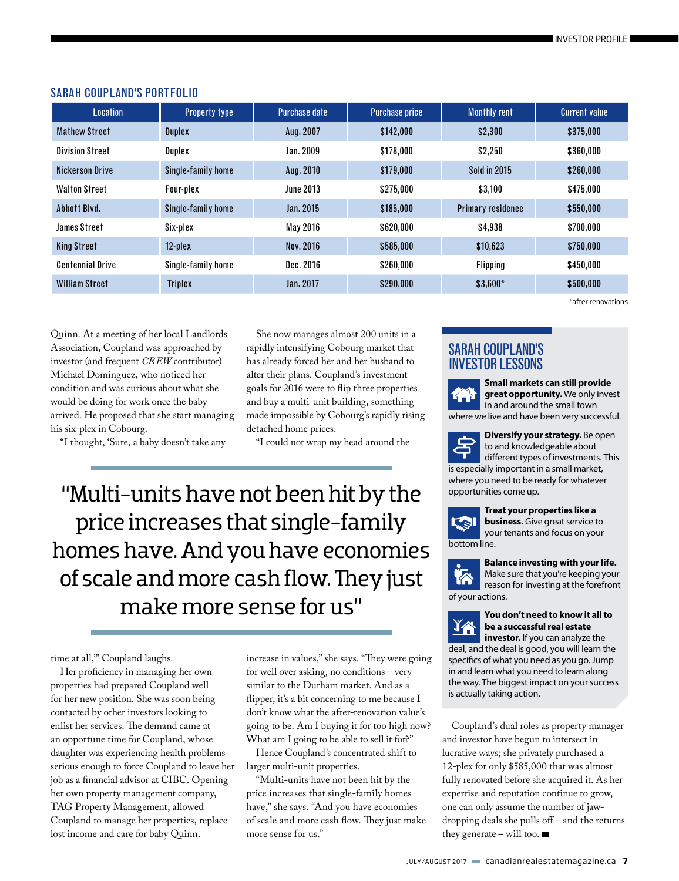## SARAH COUPLAND'S PORTFOLIO

| Location | Property type | Purchase date | Purchase price | Monthly rent | Current value |
|---|---|---|---|---|---|
| Mathew Street | Duplex | Aug. 2007 | $142,000 | $2,300 | $375,000 |
| Division Street | Duplex | Jan. 2009 | $178,000 | $2,250 | $360,000 |
| Nickerson Drive | Single-family home | Aug. 2010 | $179,000 | Sold in 2015 | $260,000 |
| Walton Street | Four-plex | June 2013 | $275,000 | $3,100 | $475,000 |
| Abbott Blvd. | Single-family home | Jan. 2015 | $185,000 | Primary residence | $550,000 |
| James Street | Six-plex | May 2016 | $620,000 | $4,938 | $700,000 |
| King Street | 12-plex | Nov. 2016 | $585,000 | $10,623 | $750,000 |
| Centennial Drive | Single-family home | Dec. 2016 | $260,000 | Flipping | $450,000 |
| William Street | Triplex | Jan. 2017 | $290,000 | $3,600* | $500,000 |

*after renovations

Quinn. At a meeting of her local Landlords Association, Coupland was approached by investor (and frequent *CREW* contributor) Michael Dominguez, who noticed her condition and was curious about what she would be doing for work once the baby arrived. He proposed that she start managing his six-plex in Cobourg.

"I thought, 'Sure, a baby doesn't take any time at all,'" Coupland laughs.

Her proficiency in managing her own properties had prepared Coupland well for her new position. She was soon being contacted by other investors looking to enlist her services. The demand came at an opportune time for Coupland, whose daughter was experiencing health problems serious enough to force Coupland to leave her job as a financial advisor at CIBC. Opening her own property management company, TAG Property Management, allowed Coupland to manage her properties, replace lost income and care for baby Quinn.

She now manages almost 200 units in a rapidly intensifying Cobourg market that has already forced her and her husband to alter their plans. Coupland's investment goals for 2016 were to flip three properties and buy a multi-unit building, something made impossible by Cobourg's rapidly rising detached home prices.

"I could not wrap my head around the increase in values," she says. "They were going for well over asking, no conditions – very similar to the Durham market. And as a flipper, it's a bit concerning to me because I don't know what the after-renovation value's going to be. Am I buying it for too high now? What am I going to be able to sell it for?"

Hence Coupland's concentrated shift to larger multi-unit properties.

"Multi-units have not been hit by the price increases that single-family homes have," she says. "And you have economies of scale and more cash flow. They just make more sense for us."

> "Multi-units have not been hit by the price increases that single-family homes have. And you have economies of scale and more cash flow. They just make more sense for us"

## SARAH COUPLAND'S INVESTOR LESSONS

**Small markets can still provide great opportunity.** We only invest in and around the small town where we live and have been very successful.

**Diversify your strategy.** Be open to and knowledgeable about different types of investments. This is especially important in a small market, where you need to be ready for whatever opportunities come up.

**Treat your properties like a business.** Give great service to your tenants and focus on your bottom line.

**Balance investing with your life.** Make sure that you're keeping your reason for investing at the forefront of your actions.

**You don't need to know it all to be a successful real estate investor.** If you can analyze the deal, and the deal is good, you will learn the specifics of what you need as you go. Jump in and learn what you need to learn along the way. The biggest impact on your success is actually taking action.

Coupland's dual roles as property manager and investor have begun to intersect in lucrative ways; she privately purchased a 12-plex for only $585,000 that was almost fully renovated before she acquired it. As her expertise and reputation continue to grow, one can only assume the number of jaw-dropping deals she pulls off – and the returns they generate – will too. ■